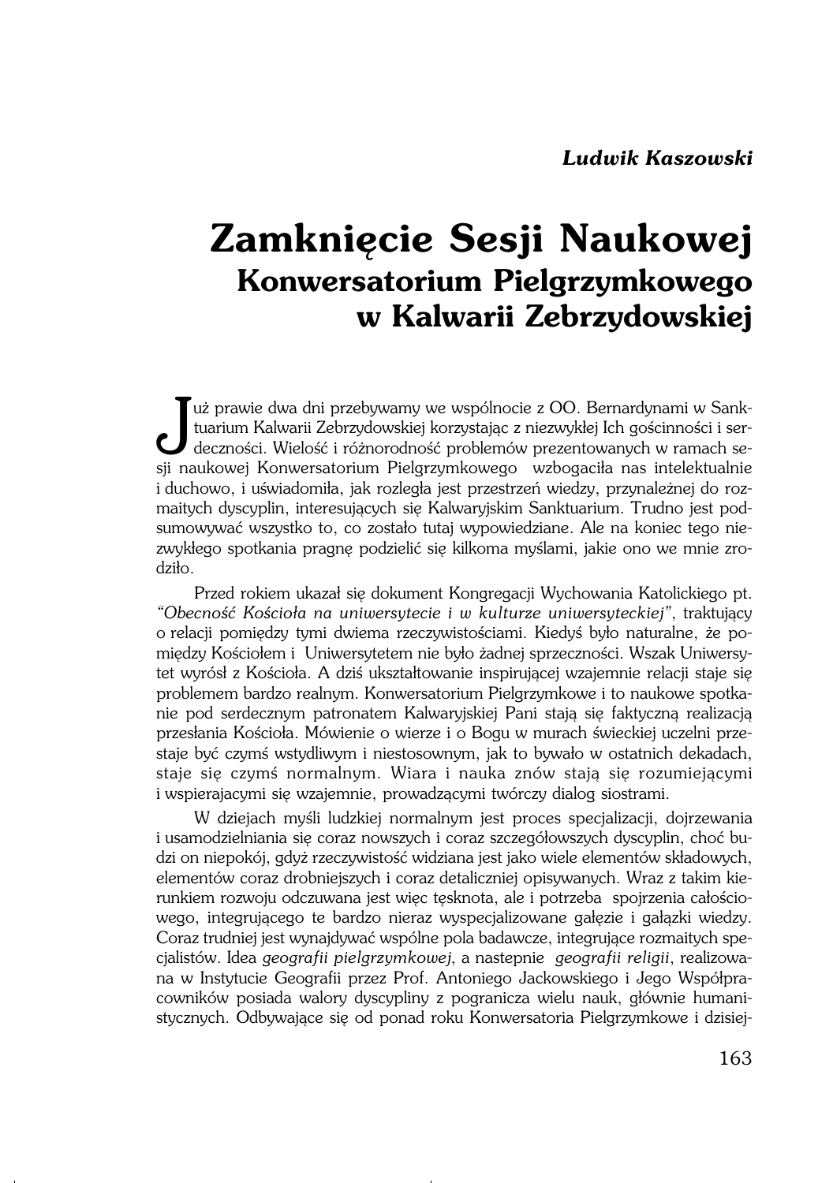**_Ludwik Kaszowski_**

# Zamknięcie Sesji Naukowej
## Konwersatorium Pielgrzymkowego w Kalwarii Zebrzydowskiej

Już prawie dwa dni przebywamy we wspólnocie z OO. Bernardynami w Sanktuarium Kalwarii Zebrzydowskiej korzystając z niezwykłej Ich gościnności i serdeczności. Wielość i różnorodność problemów prezentowanych w ramach sesji naukowej Konwersatorium Pielgrzymkowego wzbogaciła nas intelektualnie i duchowo, i uświadomiła, jak rozległa jest przestrzeń wiedzy, przynależnej do rozmaitych dyscyplin, interesujących się Kalwaryjskim Sanktuarium. Trudno jest podsumowywać wszystko to, co zostało tutaj wypowiedziane. Ale na koniec tego niezwykłego spotkania pragnę podzielić się kilkoma myślami, jakie ono we mnie zrodziło.

Przed rokiem ukazał się dokument Kongregacji Wychowania Katolickiego pt. *"Obecność Kościoła na uniwersytecie i w kulturze uniwersyteckiej"*, traktujący o relacji pomiędzy tymi dwiema rzeczywistościami. Kiedyś było naturalne, że pomiędzy Kościołem i Uniwersytetem nie było żadnej sprzeczności. Wszak Uniwersytet wyrósł z Kościoła. A dziś ukształtowanie inspirującej wzajemnie relacji staje się problemem bardzo realnym. Konwersatorium Pielgrzymkowe i to naukowe spotkanie pod serdecznym patronatem Kalwaryjskiej Pani stają się faktyczną realizacją przesłania Kościoła. Mówienie o wierze i o Bogu w murach świeckiej uczelni przestaje być czymś wstydliwym i niestosownym, jak to bywało w ostatnich dekadach, staje się czymś normalnym. Wiara i nauka znów stają się rozumiejącymi i wspierajacymi się wzajemnie, prowadzącymi twórczy dialog siostrami.

W dziejach myśli ludzkiej normalnym jest proces specjalizacji, dojrzewania i usamodzielniania się coraz nowszych i coraz szczegółowszych dyscyplin, choć budzi on niepokój, gdyż rzeczywistość widziana jest jako wiele elementów składowych, elementów coraz drobniejszych i coraz detaliczniej opisywanych. Wraz z takim kierunkiem rozwoju odczuwana jest więc tęsknota, ale i potrzeba spojrzenia całościowego, integrującego te bardzo nieraz wyspecjalizowane gałęzie i gałązki wiedzy. Coraz trudniej jest wynajdywać wspólne pola badawcze, integrujące rozmaitych specjalistów. Idea *geografii pielgrzymkowej*, a nastepnie *geografii religii*, realizowana w Instytucie Geografii przez Prof. Antoniego Jackowskiego i Jego Współpracowników posiada walory dyscypliny z pogranicza wielu nauk, głównie humanistycznych. Odbywające się od ponad roku Konwersatoria Pielgrzymkowe i dzisiej-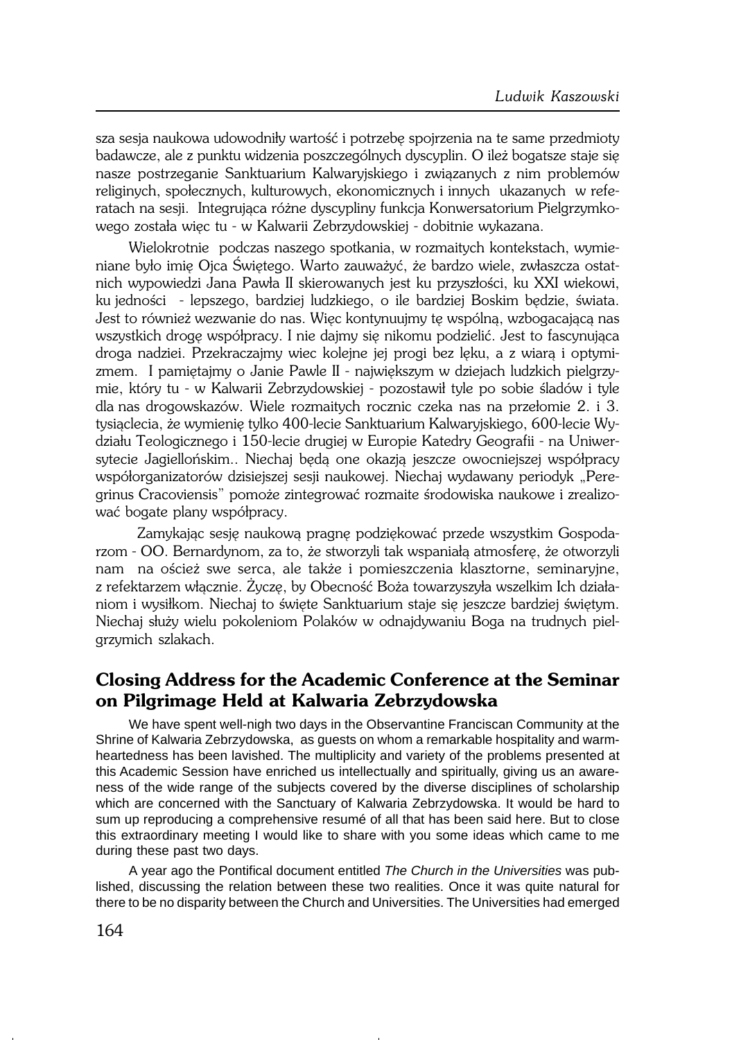sza sesja naukowa udowodniły wartość i potrzebę spojrzenia na te same przedmioty badawcze, ale z punktu widzenia poszczególnych dyscyplin. O ileż bogatsze staje się nasze postrzeganie Sanktuarium Kalwaryjskiego i związanych z nim problemów religinych, społecznych, kulturowych, ekonomicznych i innych ukazanych w referatach na sesji. Integrująca różne dyscypliny funkcja Konwersatorium Pielgrzymkowego została więc tu - w Kalwarii Zebrzydowskiej - dobitnie wykazana.

Wielokrotnie podczas naszego spotkania, w rozmaitych kontekstach, wymieniane było imię Ojca Świętego. Warto zauważyć, że bardzo wiele, zwłaszcza ostatnich wypowiedzi Jana Pawła II skierowanych jest ku przyszłości, ku XXI wiekowi, ku jedności - lepszego, bardziej ludzkiego, o ile bardziej Boskim będzie, świata. Jest to również wezwanie do nas. Więc kontynuujmy tę wspólną, wzbogacającą nas wszystkich drogę współpracy. I nie dajmy się nikomu podzielić. Jest to fascynująca droga nadziei. Przekraczajmy wiec kolejne jej progi bez lęku, a z wiarą i optymizmem. I pamiętajmy o Janie Pawle II - największym w dziejach ludzkich pielgrzymie, który tu - w Kalwarii Zebrzydowskiej - pozostawił tyle po sobie śladów i tyle dla nas drogowskazów. Wiele rozmaitych rocznic czeka nas na przełomie 2. i 3. tysiąclecia, że wymienię tylko 400-lecie Sanktuarium Kalwaryjskiego, 600-lecie Wydziału Teologicznego i 150-lecie drugiej w Europie Katedry Geografii - na Uniwersytecie Jagiellońskim.. Niechaj będą one okazją jeszcze owocniejszej współpracy współorganizatorów dzisiejszej sesji naukowej. Niechaj wydawany periodyk „Peregrinus Cracoviensis" pomoże zintegrować rozmaite środowiska naukowe i zrealizować bogate plany współpracy.

Zamykając sesję naukową pragnę podziękować przede wszystkim Gospodarzom - OO. Bernardynom, za to, że stworzyli tak wspaniałą atmosferę, że otworzyli nam na oścież swe serca, ale także i pomieszczenia klasztorne, seminaryjne, z refektarzem włącznie. Życzę, by Obecność Boża towarzyszyła wszelkim Ich działaniom i wysiłkom. Niechaj to święte Sanktuarium staje się jeszcze bardziej świętym. Niechaj służy wielu pokoleniom Polaków w odnajdywaniu Boga na trudnych pielgrzymich szlakach.

## Closing Address for the Academic Conference at the Seminar on Pilgrimage Held at Kalwaria Zebrzydowska

We have spent well-nigh two days in the Observantine Franciscan Community at the Shrine of Kalwaria Zebrzydowska, as guests on whom a remarkable hospitality and warm-heartedness has been lavished. The multiplicity and variety of the problems presented at this Academic Session have enriched us intellectually and spiritually, giving us an awareness of the wide range of the subjects covered by the diverse disciplines of scholarship which are concerned with the Sanctuary of Kalwaria Zebrzydowska. It would be hard to sum up reproducing a comprehensive resumé of all that has been said here. But to close this extraordinary meeting I would like to share with you some ideas which came to me during these past two days.

A year ago the Pontifical document entitled *The Church in the Universities* was published, discussing the relation between these two realities. Once it was quite natural for there to be no disparity between the Church and Universities. The Universities had emerged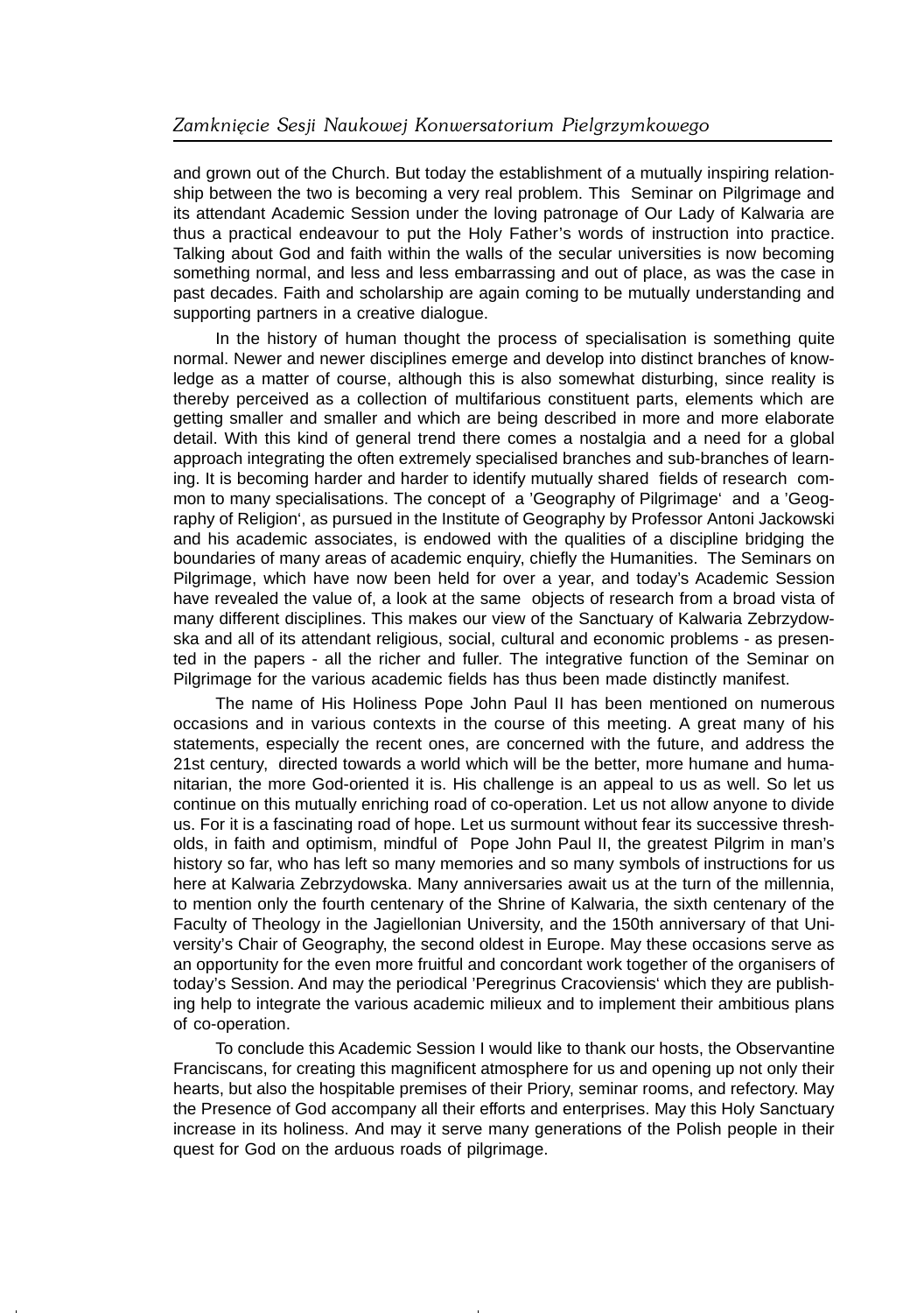and grown out of the Church. But today the establishment of a mutually inspiring relationship between the two is becoming a very real problem. This Seminar on Pilgrimage and its attendant Academic Session under the loving patronage of Our Lady of Kalwaria are thus a practical endeavour to put the Holy Father's words of instruction into practice. Talking about God and faith within the walls of the secular universities is now becoming something normal, and less and less embarrassing and out of place, as was the case in past decades. Faith and scholarship are again coming to be mutually understanding and supporting partners in a creative dialogue.

In the history of human thought the process of specialisation is something quite normal. Newer and newer disciplines emerge and develop into distinct branches of knowledge as a matter of course, although this is also somewhat disturbing, since reality is thereby perceived as a collection of multifarious constituent parts, elements which are getting smaller and smaller and which are being described in more and more elaborate detail. With this kind of general trend there comes a nostalgia and a need for a global approach integrating the often extremely specialised branches and sub-branches of learning. It is becoming harder and harder to identify mutually shared fields of research common to many specialisations. The concept of a 'Geography of Pilgrimage' and a 'Geography of Religion', as pursued in the Institute of Geography by Professor Antoni Jackowski and his academic associates, is endowed with the qualities of a discipline bridging the boundaries of many areas of academic enquiry, chiefly the Humanities. The Seminars on Pilgrimage, which have now been held for over a year, and today's Academic Session have revealed the value of, a look at the same objects of research from a broad vista of many different disciplines. This makes our view of the Sanctuary of Kalwaria Zebrzydowska and all of its attendant religious, social, cultural and economic problems - as presented in the papers - all the richer and fuller. The integrative function of the Seminar on Pilgrimage for the various academic fields has thus been made distinctly manifest.

The name of His Holiness Pope John Paul II has been mentioned on numerous occasions and in various contexts in the course of this meeting. A great many of his statements, especially the recent ones, are concerned with the future, and address the 21st century, directed towards a world which will be the better, more humane and humanitarian, the more God-oriented it is. His challenge is an appeal to us as well. So let us continue on this mutually enriching road of co-operation. Let us not allow anyone to divide us. For it is a fascinating road of hope. Let us surmount without fear its successive thresholds, in faith and optimism, mindful of Pope John Paul II, the greatest Pilgrim in man's history so far, who has left so many memories and so many symbols of instructions for us here at Kalwaria Zebrzydowska. Many anniversaries await us at the turn of the millennia, to mention only the fourth centenary of the Shrine of Kalwaria, the sixth centenary of the Faculty of Theology in the Jagiellonian University, and the 150th anniversary of that University's Chair of Geography, the second oldest in Europe. May these occasions serve as an opportunity for the even more fruitful and concordant work together of the organisers of today's Session. And may the periodical 'Peregrinus Cracoviensis' which they are publishing help to integrate the various academic milieux and to implement their ambitious plans of co-operation.

To conclude this Academic Session I would like to thank our hosts, the Observantine Franciscans, for creating this magnificent atmosphere for us and opening up not only their hearts, but also the hospitable premises of their Priory, seminar rooms, and refectory. May the Presence of God accompany all their efforts and enterprises. May this Holy Sanctuary increase in its holiness. And may it serve many generations of the Polish people in their quest for God on the arduous roads of pilgrimage.